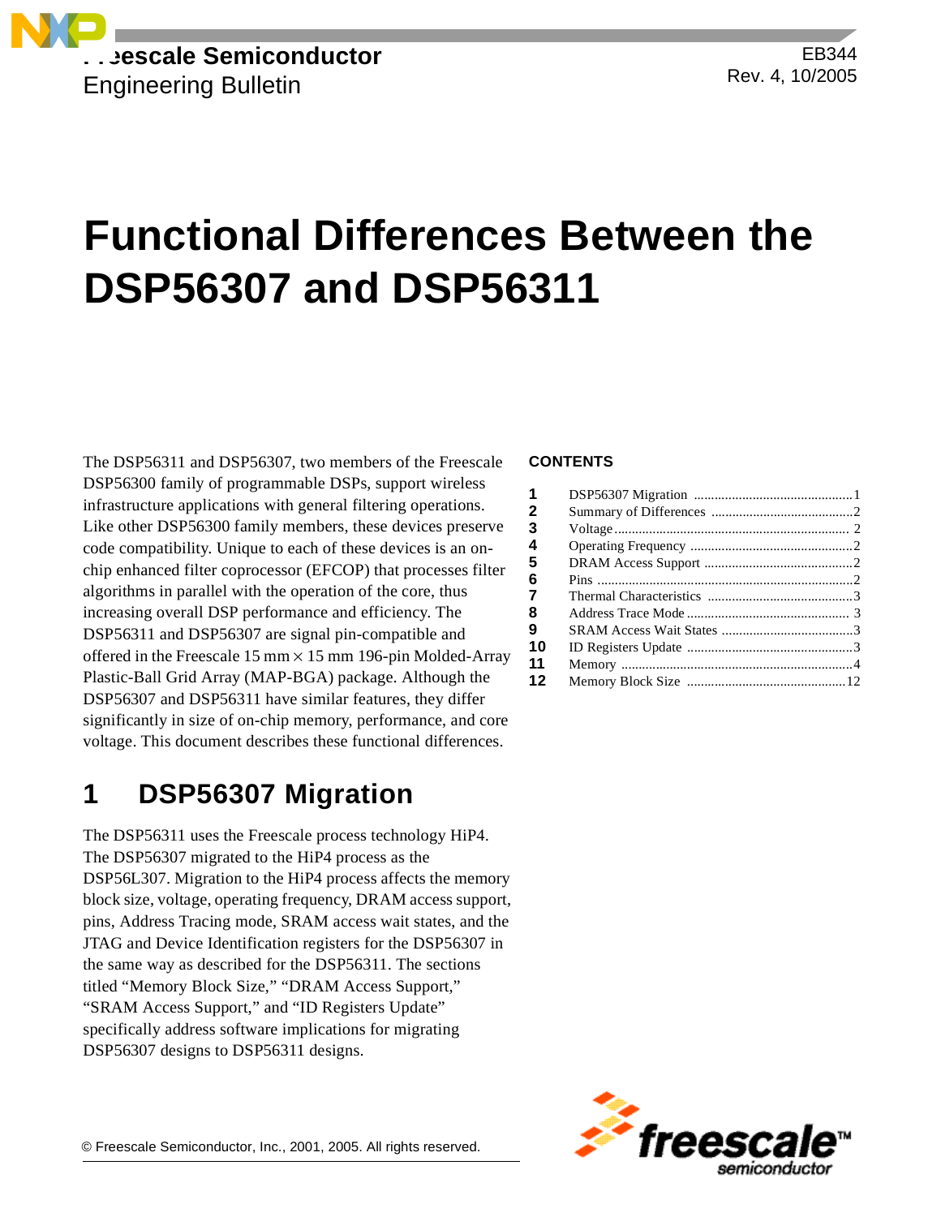Freescale Semiconductor
Engineering Bulletin

EB344
Rev. 4, 10/2005

# Functional Differences Between the DSP56307 and DSP56311

The DSP56311 and DSP56307, two members of the Freescale DSP56300 family of programmable DSPs, support wireless infrastructure applications with general filtering operations. Like other DSP56300 family members, these devices preserve code compatibility. Unique to each of these devices is an on-chip enhanced filter coprocessor (EFCOP) that processes filter algorithms in parallel with the operation of the core, thus increasing overall DSP performance and efficiency. The DSP56311 and DSP56307 are signal pin-compatible and offered in the Freescale 15 mm × 15 mm 196-pin Molded-Array Plastic-Ball Grid Array (MAP-BGA) package. Although the DSP56307 and DSP56311 have similar features, they differ significantly in size of on-chip memory, performance, and core voltage. This document describes these functional differences.

**CONTENTS**

| | | |
|---|---|---|
| 1 | DSP56307 Migration | 1 |
| 2 | Summary of Differences | 2 |
| 3 | Voltage | 2 |
| 4 | Operating Frequency | 2 |
| 5 | DRAM Access Support | 2 |
| 6 | Pins | 2 |
| 7 | Thermal Characteristics | 3 |
| 8 | Address Trace Mode | 3 |
| 9 | SRAM Access Wait States | 3 |
| 10 | ID Registers Update | 3 |
| 11 | Memory | 4 |
| 12 | Memory Block Size | 12 |

## 1 DSP56307 Migration

The DSP56311 uses the Freescale process technology HiP4. The DSP56307 migrated to the HiP4 process as the DSP56L307. Migration to the HiP4 process affects the memory block size, voltage, operating frequency, DRAM access support, pins, Address Tracing mode, SRAM access wait states, and the JTAG and Device Identification registers for the DSP56307 in the same way as described for the DSP56311. The sections titled “Memory Block Size,” “DRAM Access Support,” “SRAM Access Support,” and “ID Registers Update” specifically address software implications for migrating DSP56307 designs to DSP56311 designs.

© Freescale Semiconductor, Inc., 2001, 2005. All rights reserved.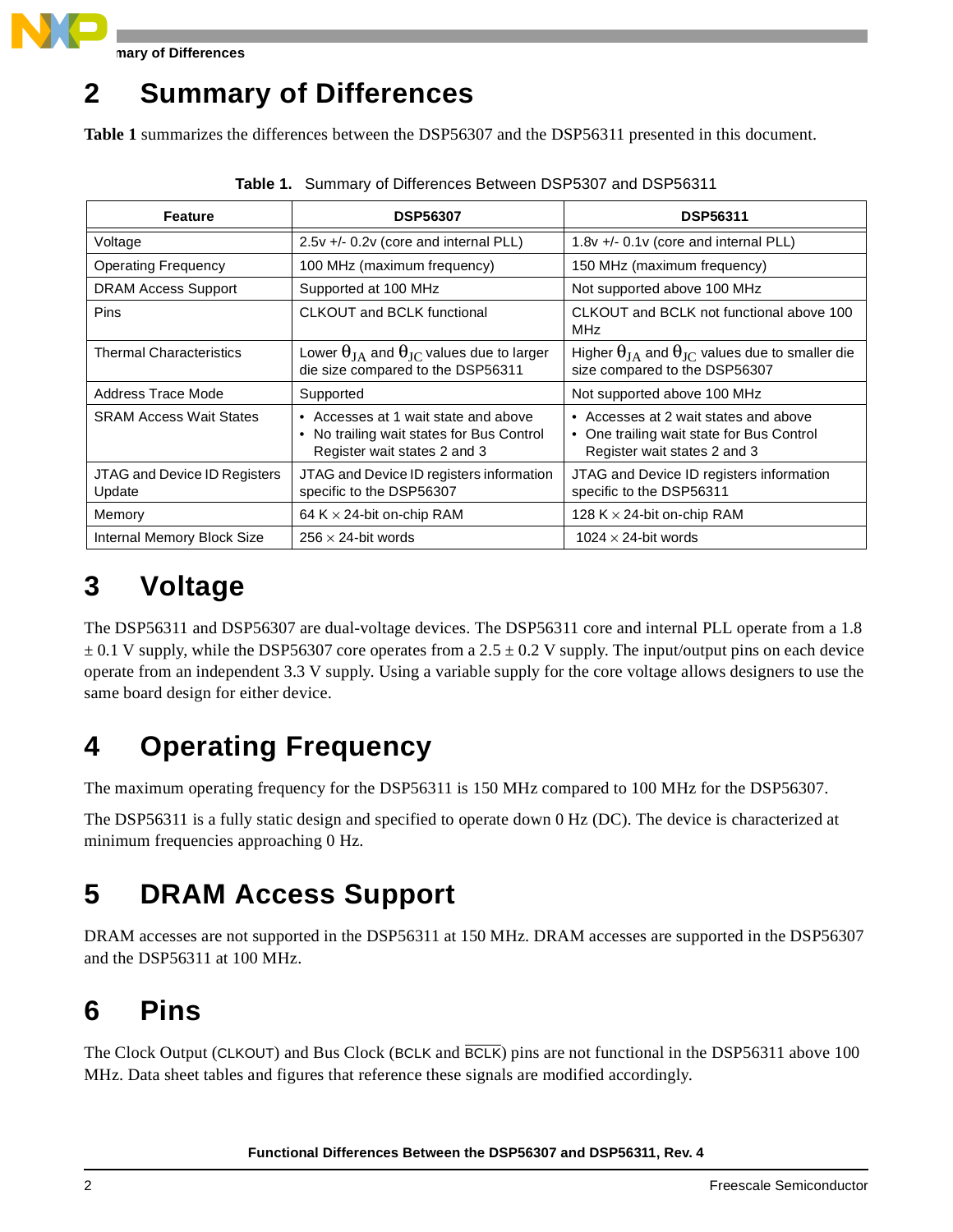# 2 Summary of Differences

**Table 1** summarizes the differences between the DSP56307 and the DSP56311 presented in this document.

**Table 1.** Summary of Differences Between DSP5307 and DSP56311

| Feature | DSP56307 | DSP56311 |
|---|---|---|
| Voltage | 2.5v +/- 0.2v (core and internal PLL) | 1.8v +/- 0.1v (core and internal PLL) |
| Operating Frequency | 100 MHz (maximum frequency) | 150 MHz (maximum frequency) |
| DRAM Access Support | Supported at 100 MHz | Not supported above 100 MHz |
| Pins | CLKOUT and BCLK functional | CLKOUT and BCLK not functional above 100 MHz |
| Thermal Characteristics | Lower $\theta_{JA}$ and $\theta_{JC}$ values due to larger die size compared to the DSP56311 | Higher $\theta_{JA}$ and $\theta_{JC}$ values due to smaller die size compared to the DSP56307 |
| Address Trace Mode | Supported | Not supported above 100 MHz |
| SRAM Access Wait States | • Accesses at 1 wait state and above<br>• No trailing wait states for Bus Control Register wait states 2 and 3 | • Accesses at 2 wait states and above<br>• One trailing wait state for Bus Control Register wait states 2 and 3 |
| JTAG and Device ID Registers Update | JTAG and Device ID registers information specific to the DSP56307 | JTAG and Device ID registers information specific to the DSP56311 |
| Memory | 64 K $\times$ 24-bit on-chip RAM | 128 K $\times$ 24-bit on-chip RAM |
| Internal Memory Block Size | 256 $\times$ 24-bit words | 1024 $\times$ 24-bit words |

# 3 Voltage

The DSP56311 and DSP56307 are dual-voltage devices. The DSP56311 core and internal PLL operate from a 1.8 $\pm$ 0.1 V supply, while the DSP56307 core operates from a 2.5 $\pm$ 0.2 V supply. The input/output pins on each device operate from an independent 3.3 V supply. Using a variable supply for the core voltage allows designers to use the same board design for either device.

# 4 Operating Frequency

The maximum operating frequency for the DSP56311 is 150 MHz compared to 100 MHz for the DSP56307.

The DSP56311 is a fully static design and specified to operate down 0 Hz (DC). The device is characterized at minimum frequencies approaching 0 Hz.

# 5 DRAM Access Support

DRAM accesses are not supported in the DSP56311 at 150 MHz. DRAM accesses are supported in the DSP56307 and the DSP56311 at 100 MHz.

# 6 Pins

The Clock Output (CLKOUT) and Bus Clock (BCLK and $\overline{\text{BCLK}}$) pins are not functional in the DSP56311 above 100 MHz. Data sheet tables and figures that reference these signals are modified accordingly.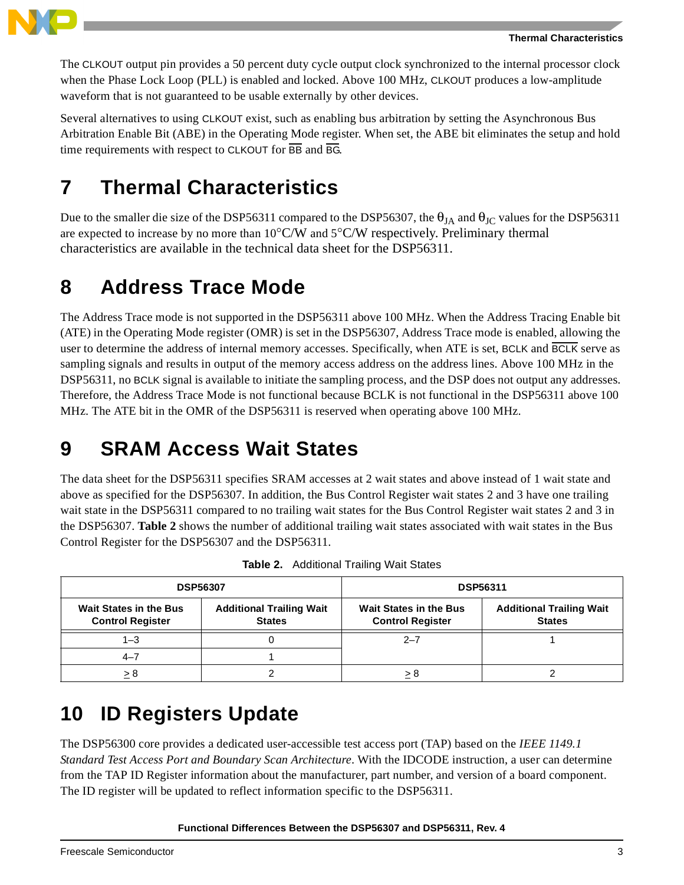The CLKOUT output pin provides a 50 percent duty cycle output clock synchronized to the internal processor clock when the Phase Lock Loop (PLL) is enabled and locked. Above 100 MHz, CLKOUT produces a low-amplitude waveform that is not guaranteed to be usable externally by other devices.

Several alternatives to using CLKOUT exist, such as enabling bus arbitration by setting the Asynchronous Bus Arbitration Enable Bit (ABE) in the Operating Mode register. When set, the ABE bit eliminates the setup and hold time requirements with respect to CLKOUT for $\overline{BB}$ and $\overline{BG}$.

# 7 Thermal Characteristics

Due to the smaller die size of the DSP56311 compared to the DSP56307, the $\theta_{JA}$ and $\theta_{JC}$ values for the DSP56311 are expected to increase by no more than 10°C/W and 5°C/W respectively. Preliminary thermal characteristics are available in the technical data sheet for the DSP56311.

# 8 Address Trace Mode

The Address Trace mode is not supported in the DSP56311 above 100 MHz. When the Address Tracing Enable bit (ATE) in the Operating Mode register (OMR) is set in the DSP56307, Address Trace mode is enabled, allowing the user to determine the address of internal memory accesses. Specifically, when ATE is set, BCLK and $\overline{BCLK}$ serve as sampling signals and results in output of the memory access address on the address lines. Above 100 MHz in the DSP56311, no BCLK signal is available to initiate the sampling process, and the DSP does not output any addresses. Therefore, the Address Trace Mode is not functional because BCLK is not functional in the DSP56311 above 100 MHz. The ATE bit in the OMR of the DSP56311 is reserved when operating above 100 MHz.

# 9 SRAM Access Wait States

The data sheet for the DSP56311 specifies SRAM accesses at 2 wait states and above instead of 1 wait state and above as specified for the DSP56307. In addition, the Bus Control Register wait states 2 and 3 have one trailing wait state in the DSP56311 compared to no trailing wait states for the Bus Control Register wait states 2 and 3 in the DSP56307. **Table 2** shows the number of additional trailing wait states associated with wait states in the Bus Control Register for the DSP56307 and the DSP56311.

**Table 2.** Additional Trailing Wait States

| DSP56307 | | DSP56311 | |
|---|---|---|---|
| **Wait States in the Bus Control Register** | **Additional Trailing Wait States** | **Wait States in the Bus Control Register** | **Additional Trailing Wait States** |
| 1–3 | 0 | 2–7 | 1 |
| 4–7 | 1 | | |
| ≥ 8 | 2 | ≥ 8 | 2 |

# 10 ID Registers Update

The DSP56300 core provides a dedicated user-accessible test access port (TAP) based on the *IEEE 1149.1 Standard Test Access Port and Boundary Scan Architecture*. With the IDCODE instruction, a user can determine from the TAP ID Register information about the manufacturer, part number, and version of a board component. The ID register will be updated to reflect information specific to the DSP56311.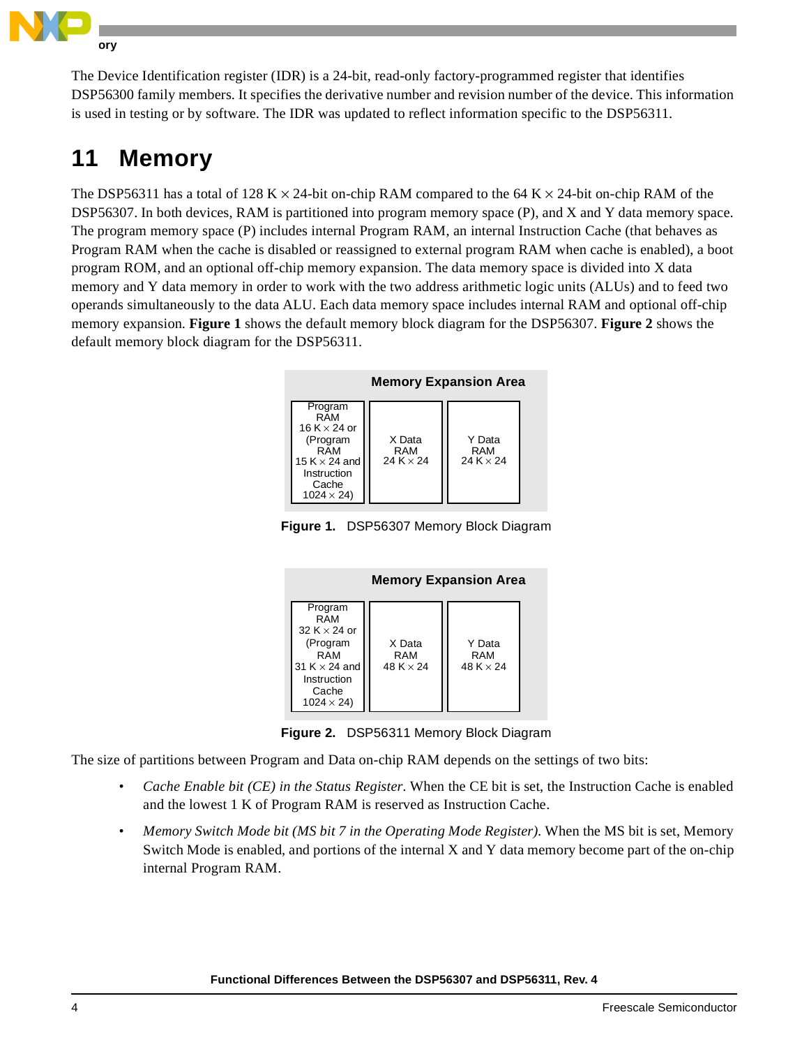The Device Identification register (IDR) is a 24-bit, read-only factory-programmed register that identifies DSP56300 family members. It specifies the derivative number and revision number of the device. This information is used in testing or by software. The IDR was updated to reflect information specific to the DSP56311.

# 11 Memory

The DSP56311 has a total of 128 K × 24-bit on-chip RAM compared to the 64 K × 24-bit on-chip RAM of the DSP56307. In both devices, RAM is partitioned into program memory space (P), and X and Y data memory space. The program memory space (P) includes internal Program RAM, an internal Instruction Cache (that behaves as Program RAM when the cache is disabled or reassigned to external program RAM when cache is enabled), a boot program ROM, and an optional off-chip memory expansion. The data memory space is divided into X data memory and Y data memory in order to work with the two address arithmetic logic units (ALUs) and to feed two operands simultaneously to the data ALU. Each data memory space includes internal RAM and optional off-chip memory expansion. **Figure 1** shows the default memory block diagram for the DSP56307. **Figure 2** shows the default memory block diagram for the DSP56311.

| Memory Expansion Area | | |
|---|---|---|
| Program RAM 16 K × 24 or (Program RAM 15 K × 24 and Instruction Cache 1024 × 24) | X Data RAM 24 K × 24 | Y Data RAM 24 K × 24 |

**Figure 1.** DSP56307 Memory Block Diagram

| Memory Expansion Area | | |
|---|---|---|
| Program RAM 32 K × 24 or (Program RAM 31 K × 24 and Instruction Cache 1024 × 24) | X Data RAM 48 K × 24 | Y Data RAM 48 K × 24 |

**Figure 2.** DSP56311 Memory Block Diagram

The size of partitions between Program and Data on-chip RAM depends on the settings of two bits:

- *Cache Enable bit (CE) in the Status Register*. When the CE bit is set, the Instruction Cache is enabled and the lowest 1 K of Program RAM is reserved as Instruction Cache.
- *Memory Switch Mode bit (MS bit 7 in the Operating Mode Register)*. When the MS bit is set, Memory Switch Mode is enabled, and portions of the internal X and Y data memory become part of the on-chip internal Program RAM.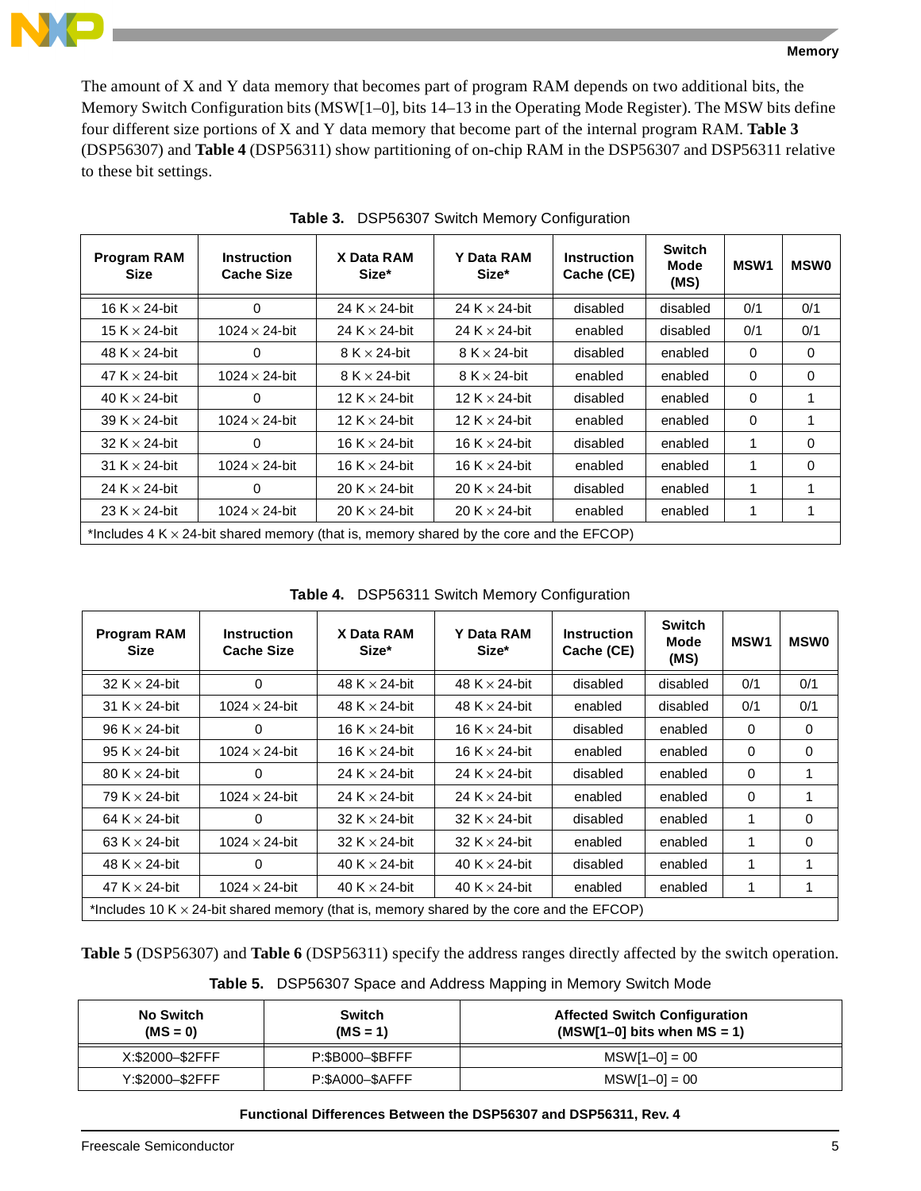The amount of X and Y data memory that becomes part of program RAM depends on two additional bits, the Memory Switch Configuration bits (MSW[1–0], bits 14–13 in the Operating Mode Register). The MSW bits define four different size portions of X and Y data memory that become part of the internal program RAM. **Table 3** (DSP56307) and **Table 4** (DSP56311) show partitioning of on-chip RAM in the DSP56307 and DSP56311 relative to these bit settings.

**Table 3.** DSP56307 Switch Memory Configuration

| Program RAM Size | Instruction Cache Size | X Data RAM Size* | Y Data RAM Size* | Instruction Cache (CE) | Switch Mode (MS) | MSW1 | MSW0 |
|---|---|---|---|---|---|---|---|
| 16 K × 24-bit | 0 | 24 K × 24-bit | 24 K × 24-bit | disabled | disabled | 0/1 | 0/1 |
| 15 K × 24-bit | 1024 × 24-bit | 24 K × 24-bit | 24 K × 24-bit | enabled | disabled | 0/1 | 0/1 |
| 48 K × 24-bit | 0 | 8 K × 24-bit | 8 K × 24-bit | disabled | enabled | 0 | 0 |
| 47 K × 24-bit | 1024 × 24-bit | 8 K × 24-bit | 8 K × 24-bit | enabled | enabled | 0 | 0 |
| 40 K × 24-bit | 0 | 12 K × 24-bit | 12 K × 24-bit | disabled | enabled | 0 | 1 |
| 39 K × 24-bit | 1024 × 24-bit | 12 K × 24-bit | 12 K × 24-bit | enabled | enabled | 0 | 1 |
| 32 K × 24-bit | 0 | 16 K × 24-bit | 16 K × 24-bit | disabled | enabled | 1 | 0 |
| 31 K × 24-bit | 1024 × 24-bit | 16 K × 24-bit | 16 K × 24-bit | enabled | enabled | 1 | 0 |
| 24 K × 24-bit | 0 | 20 K × 24-bit | 20 K × 24-bit | disabled | enabled | 1 | 1 |
| 23 K × 24-bit | 1024 × 24-bit | 20 K × 24-bit | 20 K × 24-bit | enabled | enabled | 1 | 1 |
| *Includes 4 K × 24-bit shared memory (that is, memory shared by the core and the EFCOP) | | | | | | | |

**Table 4.** DSP56311 Switch Memory Configuration

| Program RAM Size | Instruction Cache Size | X Data RAM Size* | Y Data RAM Size* | Instruction Cache (CE) | Switch Mode (MS) | MSW1 | MSW0 |
|---|---|---|---|---|---|---|---|
| 32 K × 24-bit | 0 | 48 K × 24-bit | 48 K × 24-bit | disabled | disabled | 0/1 | 0/1 |
| 31 K × 24-bit | 1024 × 24-bit | 48 K × 24-bit | 48 K × 24-bit | enabled | disabled | 0/1 | 0/1 |
| 96 K × 24-bit | 0 | 16 K × 24-bit | 16 K × 24-bit | disabled | enabled | 0 | 0 |
| 95 K × 24-bit | 1024 × 24-bit | 16 K × 24-bit | 16 K × 24-bit | enabled | enabled | 0 | 0 |
| 80 K × 24-bit | 0 | 24 K × 24-bit | 24 K × 24-bit | disabled | enabled | 0 | 1 |
| 79 K × 24-bit | 1024 × 24-bit | 24 K × 24-bit | 24 K × 24-bit | enabled | enabled | 0 | 1 |
| 64 K × 24-bit | 0 | 32 K × 24-bit | 32 K × 24-bit | disabled | enabled | 1 | 0 |
| 63 K × 24-bit | 1024 × 24-bit | 32 K × 24-bit | 32 K × 24-bit | enabled | enabled | 1 | 0 |
| 48 K × 24-bit | 0 | 40 K × 24-bit | 40 K × 24-bit | disabled | enabled | 1 | 1 |
| 47 K × 24-bit | 1024 × 24-bit | 40 K × 24-bit | 40 K × 24-bit | enabled | enabled | 1 | 1 |
| *Includes 10 K × 24-bit shared memory (that is, memory shared by the core and the EFCOP) | | | | | | | |

**Table 5** (DSP56307) and **Table 6** (DSP56311) specify the address ranges directly affected by the switch operation.

**Table 5.** DSP56307 Space and Address Mapping in Memory Switch Mode

| No Switch (MS = 0) | Switch (MS = 1) | Affected Switch Configuration (MSW[1–0] bits when MS = 1) |
|---|---|---|
| X:$2000–$2FFF | P:$B000–$BFFF | MSW[1–0] = 00 |
| Y:$2000–$2FFF | P:$A000–$AFFF | MSW[1–0] = 00 |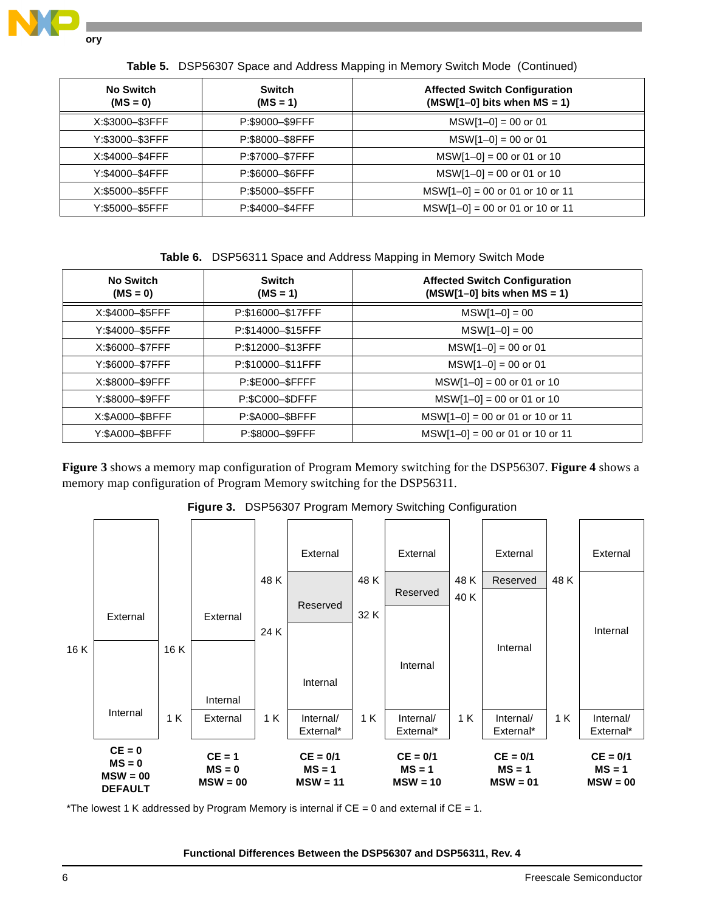**Table 5.** DSP56307 Space and Address Mapping in Memory Switch Mode (Continued)

| No Switch (MS = 0) | Switch (MS = 1) | Affected Switch Configuration (MSW[1–0] bits when MS = 1) |
|---|---|---|
| X:$3000–$3FFF | P:$9000–$9FFF | MSW[1–0] = 00 or 01 |
| Y:$3000–$3FFF | P:$8000–$8FFF | MSW[1–0] = 00 or 01 |
| X:$4000–$4FFF | P:$7000–$7FFF | MSW[1–0] = 00 or 01 or 10 |
| Y:$4000–$4FFF | P:$6000–$6FFF | MSW[1–0] = 00 or 01 or 10 |
| X:$5000–$5FFF | P:$5000–$5FFF | MSW[1–0] = 00 or 01 or 10 or 11 |
| Y:$5000–$5FFF | P:$4000–$4FFF | MSW[1–0] = 00 or 01 or 10 or 11 |

**Table 6.** DSP56311 Space and Address Mapping in Memory Switch Mode

| No Switch (MS = 0) | Switch (MS = 1) | Affected Switch Configuration (MSW[1–0] bits when MS = 1) |
|---|---|---|
| X:$4000–$5FFF | P:$16000–$17FFF | MSW[1–0] = 00 |
| Y:$4000–$5FFF | P:$14000–$15FFF | MSW[1–0] = 00 |
| X:$6000–$7FFF | P:$12000–$13FFF | MSW[1–0] = 00 or 01 |
| Y:$6000–$7FFF | P:$10000–$11FFF | MSW[1–0] = 00 or 01 |
| X:$8000–$9FFF | P:$E000–$FFFF | MSW[1–0] = 00 or 01 or 10 |
| Y:$8000–$9FFF | P:$C000–$DFFF | MSW[1–0] = 00 or 01 or 10 |
| X:$A000–$BFFF | P:$A000–$BFFF | MSW[1–0] = 00 or 01 or 10 or 11 |
| Y:$A000–$BFFF | P:$8000–$9FFF | MSW[1–0] = 00 or 01 or 10 or 11 |

**Figure 3** shows a memory map configuration of Program Memory switching for the DSP56307. **Figure 4** shows a memory map configuration of Program Memory switching for the DSP56311.

**Figure 3.** DSP56307 Program Memory Switching Configuration

| CE = 0, MS = 0, MSW = 00 (DEFAULT) | CE = 1, MS = 0, MSW = 00 | CE = 0/1, MS = 1, MSW = 11 | CE = 0/1, MS = 1, MSW = 10 | CE = 0/1, MS = 1, MSW = 01 | CE = 0/1, MS = 1, MSW = 00 |
|---|---|---|---|---|---|
| External (above 16 K) | External (above 16 K) | External (above 48 K) | External (above 48 K) | External (above 48 K) | External (above 48 K) |
| Internal (0–16 K) | Internal (1 K–16 K) | Reserved (24 K–48 K) | Reserved (32 K–48 K) | Reserved (40 K–48 K) | Internal (1 K–48 K) |
| | External (0–1 K) | Internal (1 K–24 K) | Internal (1 K–32 K) | Internal (1 K–40 K) | Internal/External* (0–1 K) |
| | | Internal/External* (0–1 K) | Internal/External* (0–1 K) | Internal/External* (0–1 K) | |

*The lowest 1 K addressed by Program Memory is internal if CE = 0 and external if CE = 1.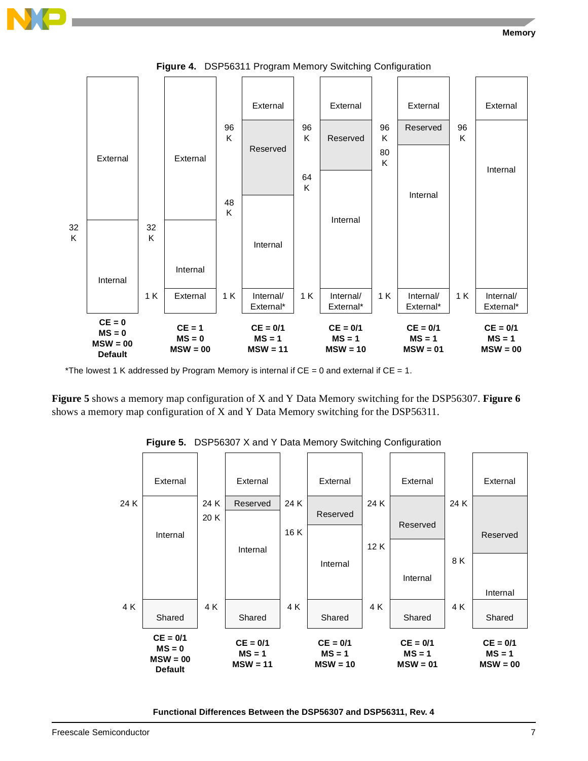**Figure 4. DSP56311 Program Memory Switching Configuration**

| CE = 0, MS = 0, MSW = 00 (Default) | CE = 1, MS = 0, MSW = 00 | CE = 0/1, MS = 1, MSW = 11 | CE = 0/1, MS = 1, MSW = 10 | CE = 0/1, MS = 1, MSW = 01 | CE = 0/1, MS = 1, MSW = 00 |
|---|---|---|---|---|---|
| External (above 32 K) | External (above 32 K) | External (above 96 K) | External (above 96 K) | External (above 96 K) | External (above 96 K) |
| Internal (0–32 K) | Internal (1 K–32 K) | Reserved (48 K–96 K) | Reserved (64 K–96 K) | Reserved (80 K–96 K) | Internal (1 K–96 K) |
| | External (0–1 K) | Internal (1 K–48 K) | Internal (1 K–64 K) | Internal (1 K–80 K) | Internal/External* (0–1 K) |
| | | Internal/External* (0–1 K) | Internal/External* (0–1 K) | Internal/External* (0–1 K) | |

*The lowest 1 K addressed by Program Memory is internal if CE = 0 and external if CE = 1.

**Figure 5** shows a memory map configuration of X and Y Data Memory switching for the DSP56307. **Figure 6** shows a memory map configuration of X and Y Data Memory switching for the DSP56311.

**Figure 5. DSP56307 X and Y Data Memory Switching Configuration**

| CE = 0/1, MS = 0, MSW = 00 (Default) | CE = 0/1, MS = 1, MSW = 11 | CE = 0/1, MS = 1, MSW = 10 | CE = 0/1, MS = 1, MSW = 01 | CE = 0/1, MS = 1, MSW = 00 |
|---|---|---|---|---|
| External (above 24 K) | External (above 24 K) | External (above 24 K) | External (above 24 K) | External (above 24 K) |
| Internal (4 K–24 K) | Reserved (20 K–24 K) | Reserved (16 K–24 K) | Reserved (12 K–24 K) | Reserved (8 K–24 K) |
| Shared (0–4 K) | Internal (4 K–20 K) | Internal (4 K–16 K) | Internal (4 K–12 K) | Internal (4 K–8 K) |
| | Shared (0–4 K) | Shared (0–4 K) | Shared (0–4 K) | Shared (0–4 K) |

Functional Differences Between the DSP56307 and DSP56311, Rev. 4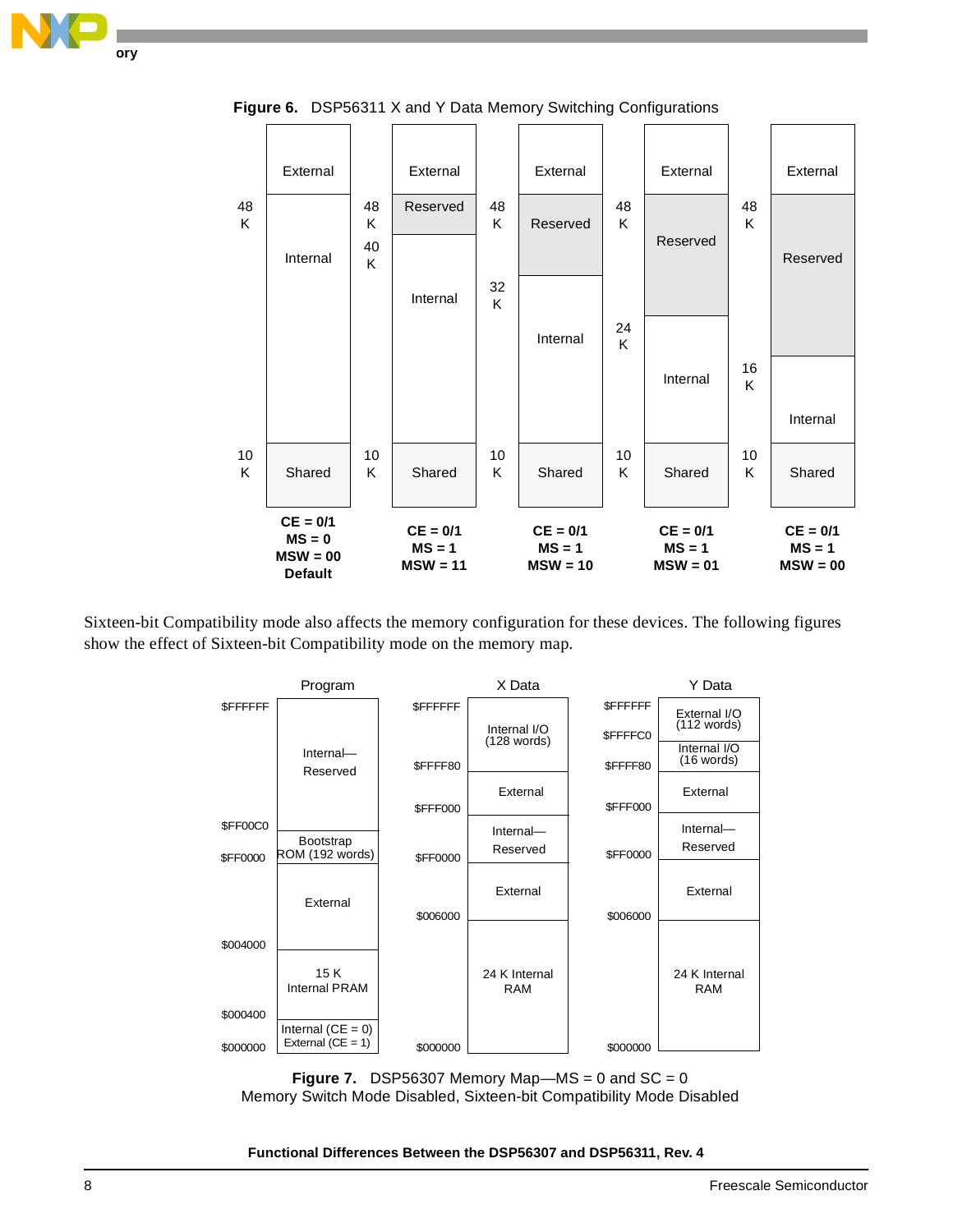**Figure 6.** DSP56311 X and Y Data Memory Switching Configurations

| CE = 0/1, MS = 0, MSW = 00 (Default) | CE = 0/1, MS = 1, MSW = 11 | CE = 0/1, MS = 1, MSW = 10 | CE = 0/1, MS = 1, MSW = 01 | CE = 0/1, MS = 1, MSW = 00 |
|---|---|---|---|---|
| External | External | External | External | External |
| 48 K | 48 K Reserved | 48 K Reserved | 48 K Reserved | 48 K Reserved |
| Internal | 40 K Internal | 32 K Internal | 24 K Internal | 16 K Internal |
| 10 K Shared | 10 K Shared | 10 K Shared | 10 K Shared | 10 K Shared |

Sixteen-bit Compatibility mode also affects the memory configuration for these devices. The following figures show the effect of Sixteen-bit Compatibility mode on the memory map.

| Program | | X Data | | Y Data | |
|---|---|---|---|---|---|
| $FFFFFF | Internal—Reserved | $FFFFFF | Internal I/O (128 words) | $FFFFFF | External I/O (112 words) |
| | | | | $FFFFC0 | Internal I/O (16 words) |
| | | $FFFF80 | External | $FFFF80 | External |
| | | $FFF000 | Internal—Reserved | $FFF000 | Internal—Reserved |
| $FF00C0 | Bootstrap ROM (192 words) | | | | |
| $FF0000 | External | $FF0000 | External | $FF0000 | External |
| | | $006000 | 24 K Internal RAM | $006000 | 24 K Internal RAM |
| $004000 | 15 K Internal PRAM | | | | |
| $000400 | Internal (CE = 0) External (CE = 1) | | | | |
| $000000 | | $000000 | | $000000 | |

**Figure 7.** DSP56307 Memory Map—MS = 0 and SC = 0
Memory Switch Mode Disabled, Sixteen-bit Compatibility Mode Disabled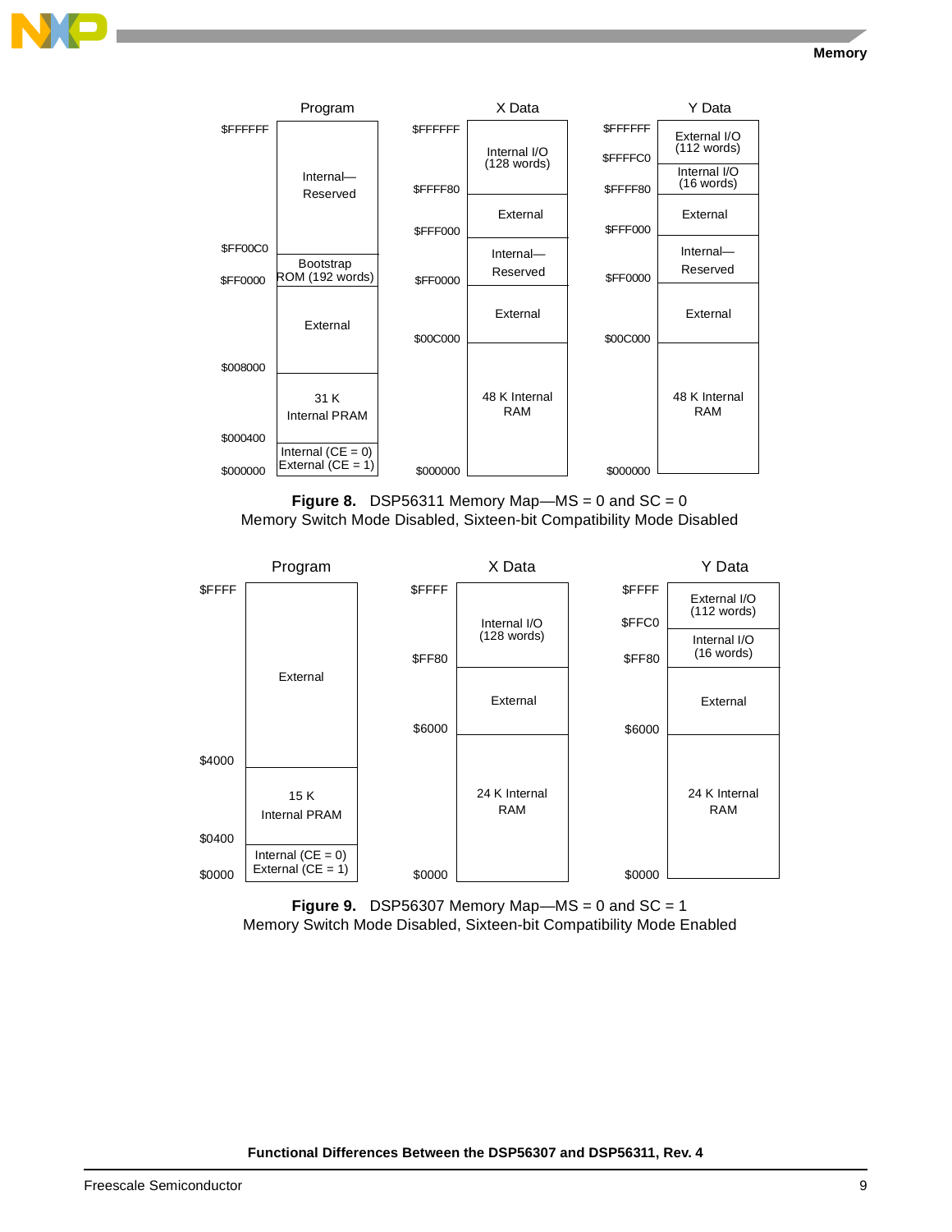| Address | Program | Address | X Data | Address | Y Data |
|---|---|---|---|---|---|
| $FFFFFF | Internal—Reserved | $FFFFFF | Internal I/O (128 words) | $FFFFFF | External I/O (112 words) |
| $FF00C0 | Bootstrap ROM (192 words) | $FFFF80 | External | $FFFFC0 | Internal I/O (16 words) |
| $FF0000 | External | $FFF000 | Internal—Reserved | $FFFF80 | External |
| $008000 | 31 K Internal PRAM | $FF0000 | External | $FFF000 | Internal—Reserved |
| $000400 | Internal (CE = 0) External (CE = 1) | $00C000 | 48 K Internal RAM | $FF0000 | External |
| $000000 | | $000000 | | $00C000 | 48 K Internal RAM |
| | | | | $000000 | |

**Figure 8.** DSP56311 Memory Map—MS = 0 and SC = 0
Memory Switch Mode Disabled, Sixteen-bit Compatibility Mode Disabled

| Address | Program | Address | X Data | Address | Y Data |
|---|---|---|---|---|---|
| $FFFF | External | $FFFF | Internal I/O (128 words) | $FFFF | External I/O (112 words) |
| $4000 | 15 K Internal PRAM | $FF80 | External | $FFC0 | Internal I/O (16 words) |
| $0400 | Internal (CE = 0) External (CE = 1) | $6000 | 24 K Internal RAM | $FF80 | External |
| $0000 | | $0000 | | $6000 | 24 K Internal RAM |
| | | | | $0000 | |

**Figure 9.** DSP56307 Memory Map—MS = 0 and SC = 1
Memory Switch Mode Disabled, Sixteen-bit Compatibility Mode Enabled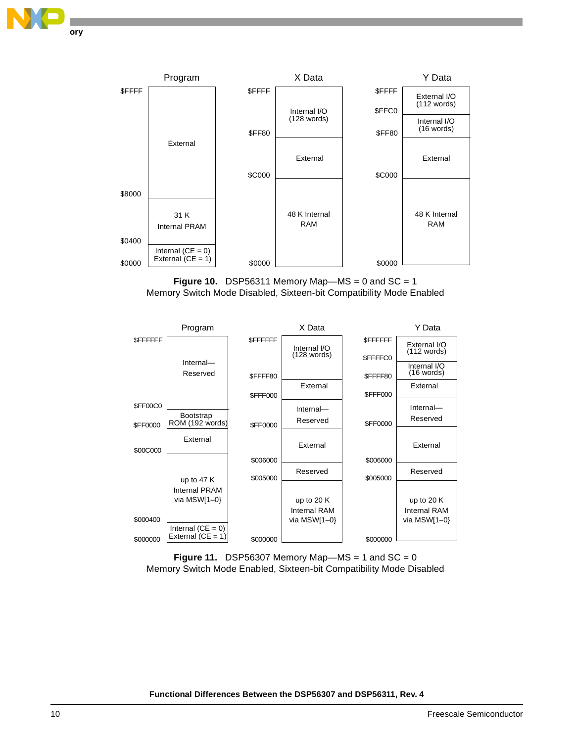| Address | Program | Address | X Data | Address | Y Data |
|---|---|---|---|---|---|
| $FFFF | External | $FFFF | Internal I/O (128 words) | $FFFF | External I/O (112 words) |
| | | | | $FFC0 | Internal I/O (16 words) |
| | | $FF80 | External | $FF80 | External |
| | | $C000 | 48 K Internal RAM | $C000 | 48 K Internal RAM |
| $8000 | 31 K Internal PRAM | | | | |
| $0400 | Internal (CE = 0) External (CE = 1) | | | | |
| $0000 | | $0000 | | $0000 | |

**Figure 10.** DSP56311 Memory Map—MS = 0 and SC = 1
Memory Switch Mode Disabled, Sixteen-bit Compatibility Mode Enabled

| Address | Program | Address | X Data | Address | Y Data |
|---|---|---|---|---|---|
| $FFFFFF | Internal—Reserved | $FFFFFF | Internal I/O (128 words) | $FFFFFF | External I/O (112 words) |
| | | | | $FFFFC0 | Internal I/O (16 words) |
| | | $FFFF80 | External | $FFFF80 | External |
| | | $FFF000 | Internal—Reserved | $FFF000 | Internal—Reserved |
| $FF00C0 | Bootstrap ROM (192 words) | | | | |
| $FF0000 | External | $FF0000 | External | $FF0000 | External |
| $00C000 | up to 47 K Internal PRAM via MSW[1–0} | | | | |
| | | $006000 | Reserved | $006000 | Reserved |
| | | $005000 | up to 20 K Internal RAM via MSW[1–0} | $005000 | up to 20 K Internal RAM via MSW[1–0} |
| $000400 | Internal (CE = 0) External (CE = 1) | | | | |
| $000000 | | $000000 | | $000000 | |

**Figure 11.** DSP56307 Memory Map—MS = 1 and SC = 0
Memory Switch Mode Enabled, Sixteen-bit Compatibility Mode Disabled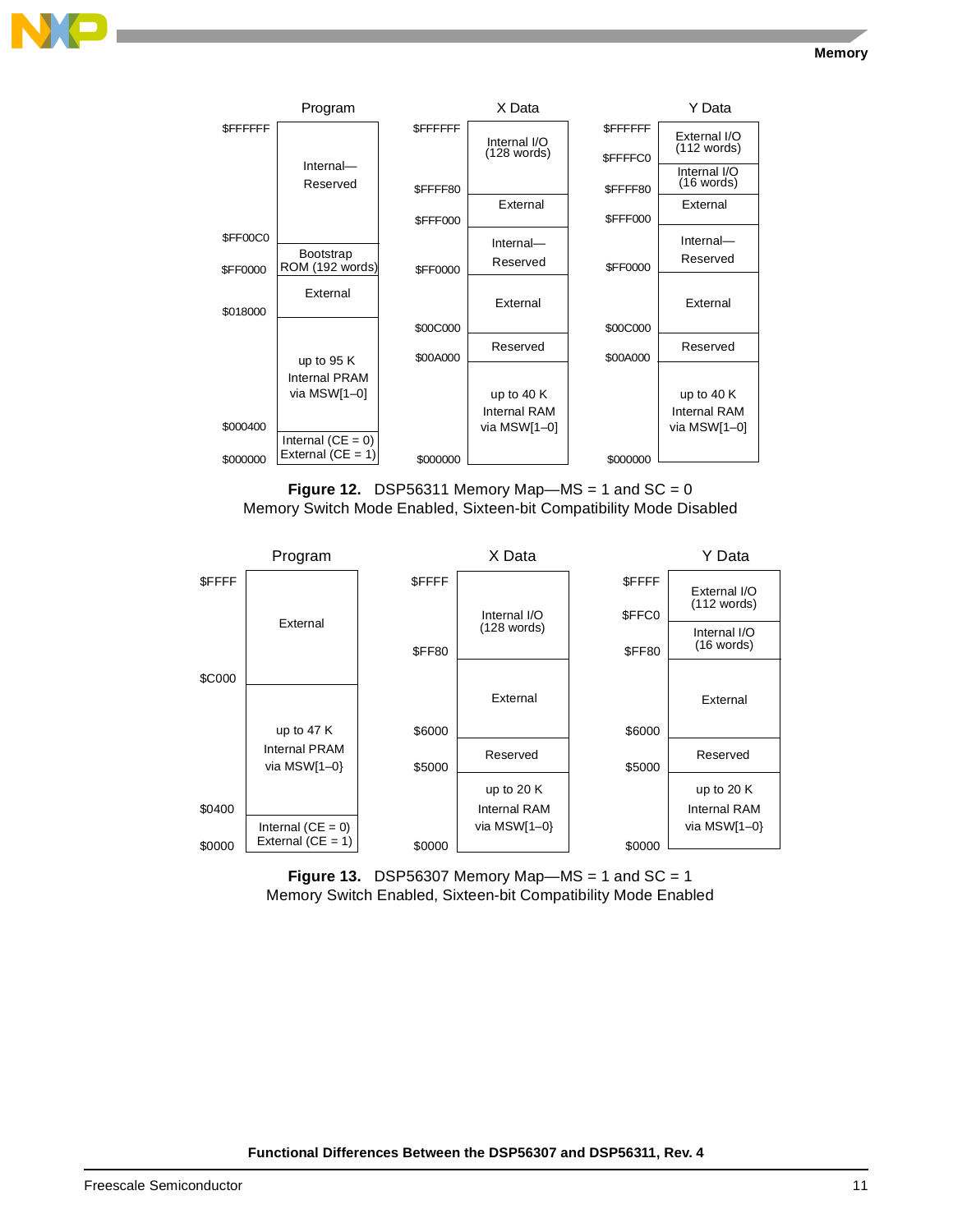| Address | Program |
|---|---|
| $FFFFFF | Internal—Reserved |
| $FF00C0 | Bootstrap ROM (192 words) |
| $FF0000 | External |
| $018000 | up to 95 K Internal PRAM via MSW[1–0] |
| $000400 | Internal (CE = 0) External (CE = 1) |
| $000000 | |

| Address | X Data |
|---|---|
| $FFFFFF | Internal I/O (128 words) |
| $FFFF80 | External |
| $FFF000 | Internal—Reserved |
| $FF0000 | External |
| $00C000 | Reserved |
| $00A000 | up to 40 K Internal RAM via MSW[1–0] |
| $000000 | |

| Address | Y Data |
|---|---|
| $FFFFFF | External I/O (112 words) |
| $FFFFC0 | Internal I/O (16 words) |
| $FFFF80 | External |
| $FFF000 | Internal—Reserved |
| $FF0000 | External |
| $00C000 | Reserved |
| $00A000 | up to 40 K Internal RAM via MSW[1–0] |
| $000000 | |

**Figure 12.** DSP56311 Memory Map—MS = 1 and SC = 0
Memory Switch Mode Enabled, Sixteen-bit Compatibility Mode Disabled

| Address | Program |
|---|---|
| $FFFF | External |
| $C000 | up to 47 K Internal PRAM via MSW[1–0} |
| $0400 | Internal (CE = 0) External (CE = 1) |
| $0000 | |

| Address | X Data |
|---|---|
| $FFFF | Internal I/O (128 words) |
| $FF80 | External |
| $6000 | Reserved |
| $5000 | up to 20 K Internal RAM via MSW[1–0} |
| $0000 | |

| Address | Y Data |
|---|---|
| $FFFF | External I/O (112 words) |
| $FFC0 | Internal I/O (16 words) |
| $FF80 | External |
| $6000 | Reserved |
| $5000 | up to 20 K Internal RAM via MSW[1–0} |
| $0000 | |

**Figure 13.** DSP56307 Memory Map—MS = 1 and SC = 1
Memory Switch Enabled, Sixteen-bit Compatibility Mode Enabled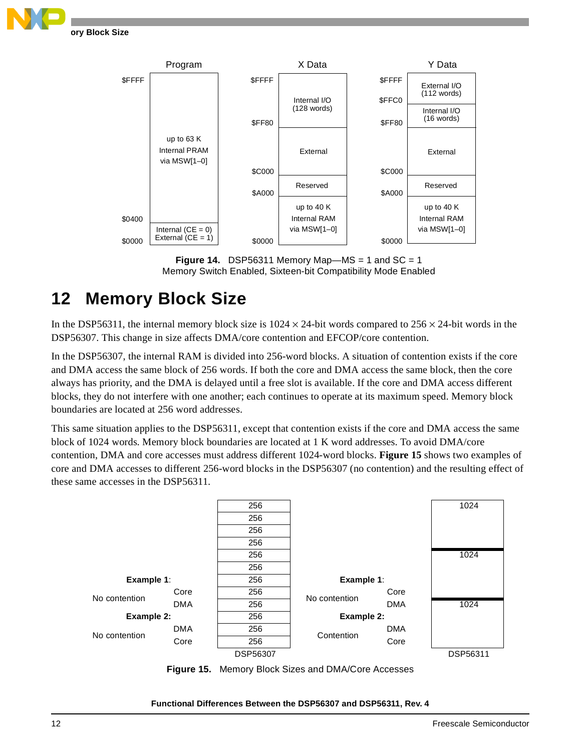**Figure 14.** DSP56311 Memory Map—MS = 1 and SC = 1
Memory Switch Enabled, Sixteen-bit Compatibility Mode Enabled

# 12 Memory Block Size

In the DSP56311, the internal memory block size is 1024 × 24-bit words compared to 256 × 24-bit words in the DSP56307. This change in size affects DMA/core contention and EFCOP/core contention.

In the DSP56307, the internal RAM is divided into 256-word blocks. A situation of contention exists if the core and DMA access the same block of 256 words. If both the core and DMA access the same block, then the core always has priority, and the DMA is delayed until a free slot is available. If the core and DMA access different blocks, they do not interfere with one another; each continues to operate at its maximum speed. Memory block boundaries are located at 256 word addresses.

This same situation applies to the DSP56311, except that contention exists if the core and DMA access the same block of 1024 words. Memory block boundaries are located at 1 K word addresses. To avoid DMA/core contention, DMA and core accesses must address different 1024-word blocks. **Figure 15** shows two examples of core and DMA accesses to different 256-word blocks in the DSP56307 (no contention) and the resulting effect of these same accesses in the DSP56311.

**Figure 15.** Memory Block Sizes and DMA/Core Accesses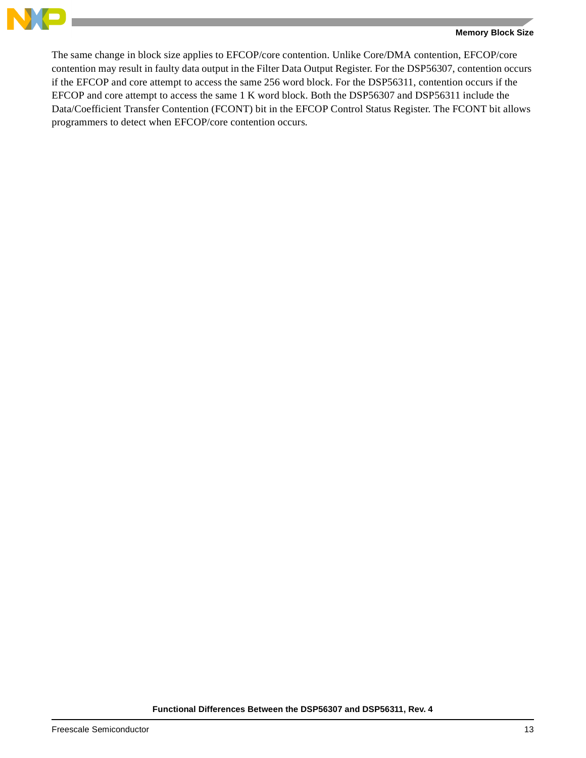The same change in block size applies to EFCOP/core contention. Unlike Core/DMA contention, EFCOP/core contention may result in faulty data output in the Filter Data Output Register. For the DSP56307, contention occurs if the EFCOP and core attempt to access the same 256 word block. For the DSP56311, contention occurs if the EFCOP and core attempt to access the same 1 K word block. Both the DSP56307 and DSP56311 include the Data/Coefficient Transfer Contention (FCONT) bit in the EFCOP Control Status Register. The FCONT bit allows programmers to detect when EFCOP/core contention occurs.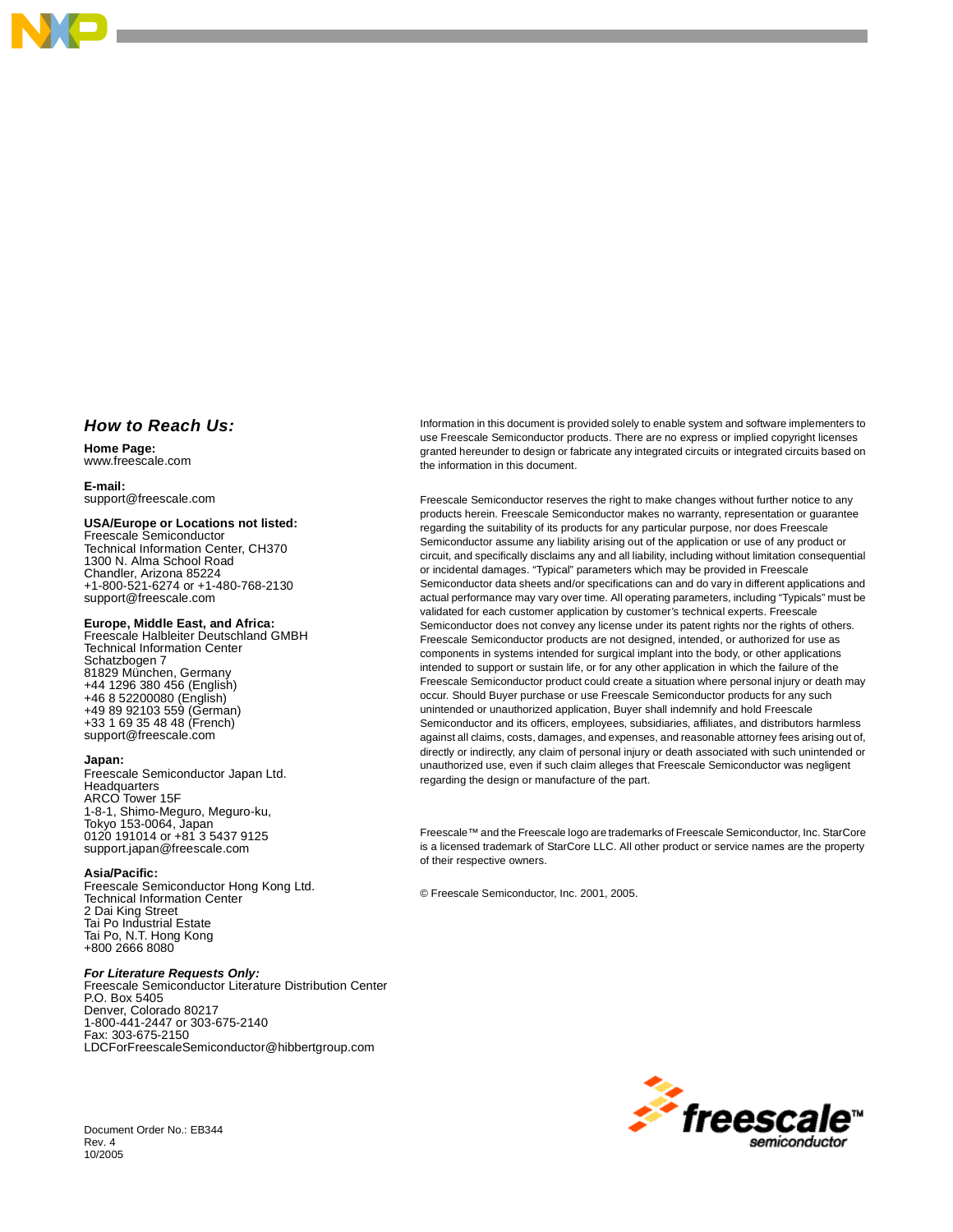## *How to Reach Us:*

**Home Page:**
www.freescale.com

**E-mail:**
support@freescale.com

**USA/Europe or Locations not listed:**
Freescale Semiconductor
Technical Information Center, CH370
1300 N. Alma School Road
Chandler, Arizona 85224
+1-800-521-6274 or +1-480-768-2130
support@freescale.com

**Europe, Middle East, and Africa:**
Freescale Halbleiter Deutschland GMBH
Technical Information Center
Schatzbogen 7
81829 München, Germany
+44 1296 380 456 (English)
+46 8 52200080 (English)
+49 89 92103 559 (German)
+33 1 69 35 48 48 (French)
support@freescale.com

**Japan:**
Freescale Semiconductor Japan Ltd.
Headquarters
ARCO Tower 15F
1-8-1, Shimo-Meguro, Meguro-ku,
Tokyo 153-0064, Japan
0120 191014 or +81 3 5437 9125
support.japan@freescale.com

**Asia/Pacific:**
Freescale Semiconductor Hong Kong Ltd.
Technical Information Center
2 Dai King Street
Tai Po Industrial Estate
Tai Po, N.T. Hong Kong
+800 2666 8080

***For Literature Requests Only:***
Freescale Semiconductor Literature Distribution Center
P.O. Box 5405
Denver, Colorado 80217
1-800-441-2447 or 303-675-2140
Fax: 303-675-2150
LDCForFreescaleSemiconductor@hibbertgroup.com

Document Order No.: EB344
Rev. 4
10/2005

Information in this document is provided solely to enable system and software implementers to use Freescale Semiconductor products. There are no express or implied copyright licenses granted hereunder to design or fabricate any integrated circuits or integrated circuits based on the information in this document.

Freescale Semiconductor reserves the right to make changes without further notice to any products herein. Freescale Semiconductor makes no warranty, representation or guarantee regarding the suitability of its products for any particular purpose, nor does Freescale Semiconductor assume any liability arising out of the application or use of any product or circuit, and specifically disclaims any and all liability, including without limitation consequential or incidental damages. “Typical” parameters which may be provided in Freescale Semiconductor data sheets and/or specifications can and do vary in different applications and actual performance may vary over time. All operating parameters, including “Typicals” must be validated for each customer application by customer’s technical experts. Freescale Semiconductor does not convey any license under its patent rights nor the rights of others. Freescale Semiconductor products are not designed, intended, or authorized for use as components in systems intended for surgical implant into the body, or other applications intended to support or sustain life, or for any other application in which the failure of the Freescale Semiconductor product could create a situation where personal injury or death may occur. Should Buyer purchase or use Freescale Semiconductor products for any such unintended or unauthorized application, Buyer shall indemnify and hold Freescale Semiconductor and its officers, employees, subsidiaries, affiliates, and distributors harmless against all claims, costs, damages, and expenses, and reasonable attorney fees arising out of, directly or indirectly, any claim of personal injury or death associated with such unintended or unauthorized use, even if such claim alleges that Freescale Semiconductor was negligent regarding the design or manufacture of the part.

Freescale™ and the Freescale logo are trademarks of Freescale Semiconductor, Inc. StarCore is a licensed trademark of StarCore LLC. All other product or service names are the property of their respective owners.

© Freescale Semiconductor, Inc. 2001, 2005.